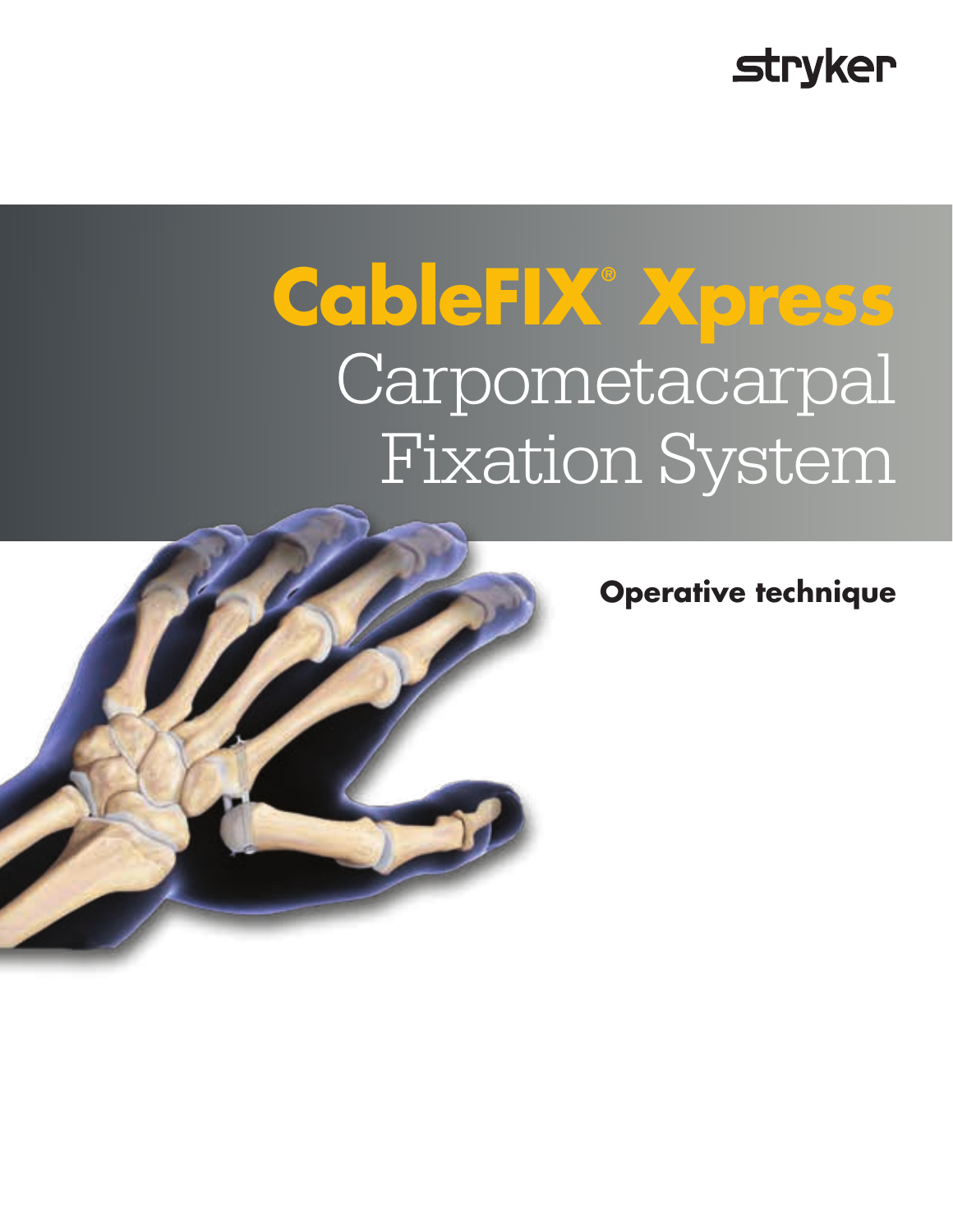stryker

# CableFIX® Xpress

# Carpometacarpal Fixation System

**Operative technique**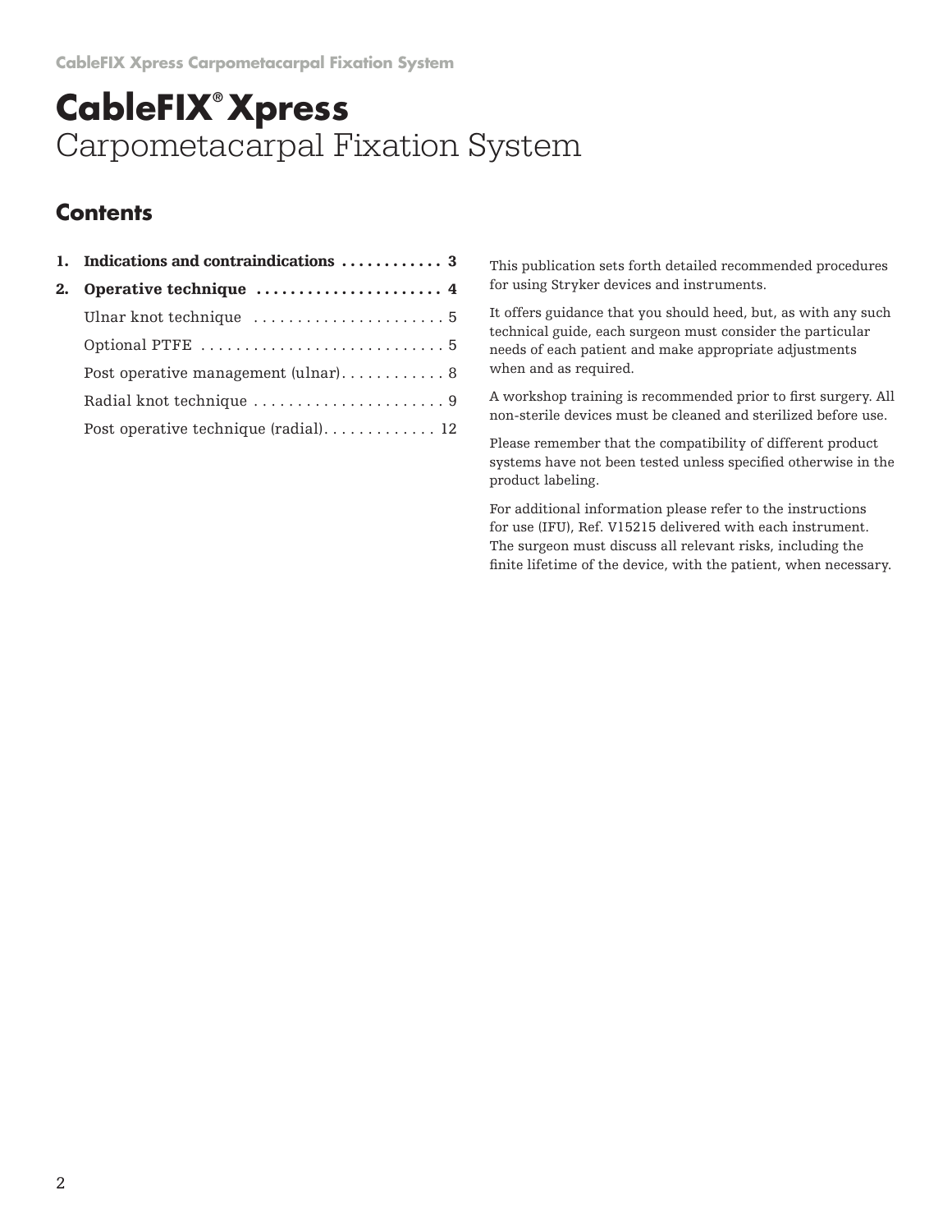# CableFIX® Xpress

Carpometacarpal Fixation System

## Contents

1. **Indications and contraindications** . . . . . . . . . . . . 3
2. **Operative technique** . . . . . . . . . . . . . . . . . . . . . . 4
   - Ulnar knot technique . . . . . . . . . . . . . . . . . . . . . . 5
   - Optional PTFE . . . . . . . . . . . . . . . . . . . . . . . . . . . . 5
   - Post operative management (ulnar) . . . . . . . . . . . . 8
   - Radial knot technique . . . . . . . . . . . . . . . . . . . . . . 9
   - Post operative technique (radial) . . . . . . . . . . . . . 12

This publication sets forth detailed recommended procedures for using Stryker devices and instruments.

It offers guidance that you should heed, but, as with any such technical guide, each surgeon must consider the particular needs of each patient and make appropriate adjustments when and as required.

A workshop training is recommended prior to first surgery. All non-sterile devices must be cleaned and sterilized before use.

Please remember that the compatibility of different product systems have not been tested unless specified otherwise in the product labeling.

For additional information please refer to the instructions for use (IFU), Ref. V15215 delivered with each instrument. The surgeon must discuss all relevant risks, including the finite lifetime of the device, with the patient, when necessary.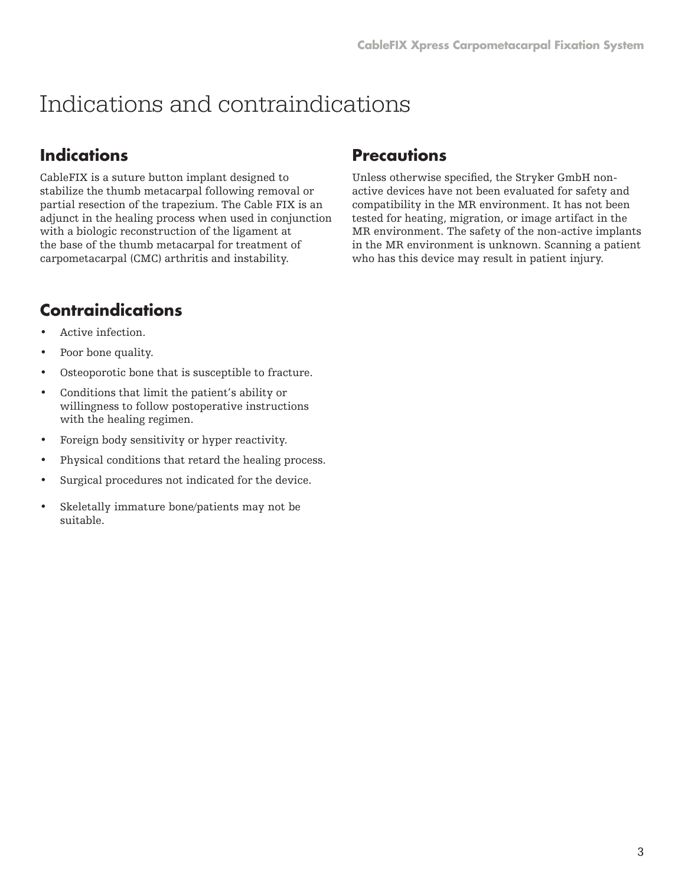# Indications and contraindications

## Indications

CableFIX is a suture button implant designed to stabilize the thumb metacarpal following removal or partial resection of the trapezium. The Cable FIX is an adjunct in the healing process when used in conjunction with a biologic reconstruction of the ligament at the base of the thumb metacarpal for treatment of carpometacarpal (CMC) arthritis and instability.

## Contraindications

- Active infection.
- Poor bone quality.
- Osteoporotic bone that is susceptible to fracture.
- Conditions that limit the patient's ability or willingness to follow postoperative instructions with the healing regimen.
- Foreign body sensitivity or hyper reactivity.
- Physical conditions that retard the healing process.
- Surgical procedures not indicated for the device.
- Skeletally immature bone/patients may not be suitable.

## Precautions

Unless otherwise specified, the Stryker GmbH non-active devices have not been evaluated for safety and compatibility in the MR environment. It has not been tested for heating, migration, or image artifact in the MR environment. The safety of the non-active implants in the MR environment is unknown. Scanning a patient who has this device may result in patient injury.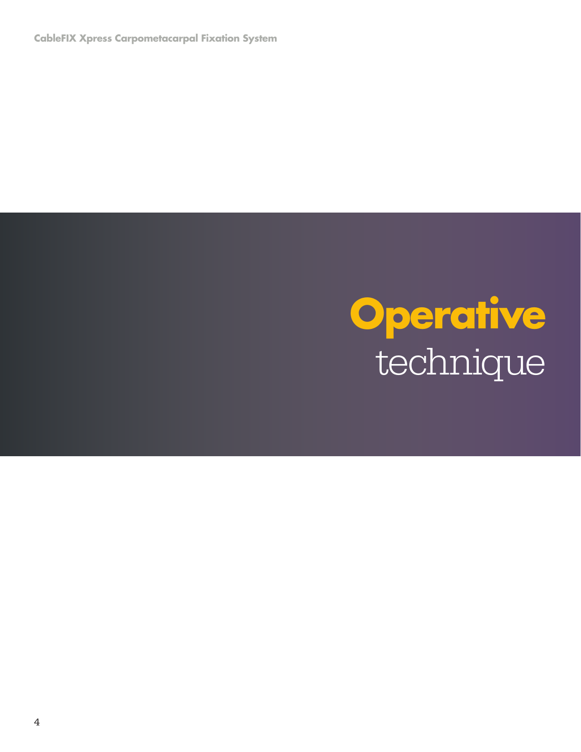# Operative technique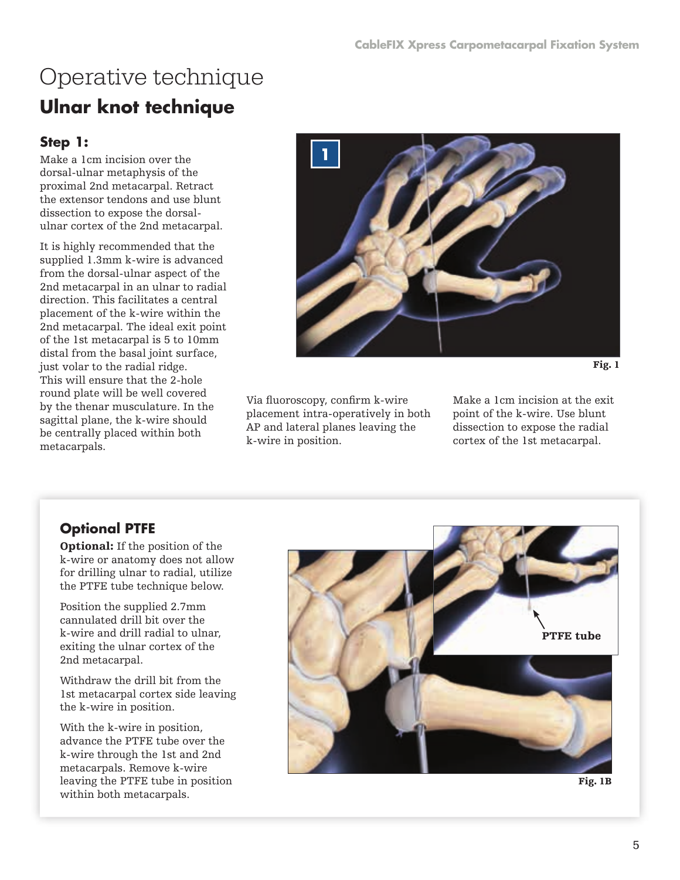# Operative technique

## Ulnar knot technique

### Step 1:

Make a 1cm incision over the dorsal-ulnar metaphysis of the proximal 2nd metacarpal. Retract the extensor tendons and use blunt dissection to expose the dorsal-ulnar cortex of the 2nd metacarpal.

It is highly recommended that the supplied 1.3mm k-wire is advanced from the dorsal-ulnar aspect of the 2nd metacarpal in an ulnar to radial direction. This facilitates a central placement of the k-wire within the 2nd metacarpal. The ideal exit point of the 1st metacarpal is 5 to 10mm distal from the basal joint surface, just volar to the radial ridge. This will ensure that the 2-hole round plate will be well covered by the thenar musculature. In the sagittal plane, the k-wire should be centrally placed within both metacarpals.

Fig. 1

Via fluoroscopy, confirm k-wire placement intra-operatively in both AP and lateral planes leaving the k-wire in position.

Make a 1cm incision at the exit point of the k-wire. Use blunt dissection to expose the radial cortex of the 1st metacarpal.

### Optional PTFE

**Optional:** If the position of the k-wire or anatomy does not allow for drilling ulnar to radial, utilize the PTFE tube technique below.

Position the supplied 2.7mm cannulated drill bit over the k-wire and drill radial to ulnar, exiting the ulnar cortex of the 2nd metacarpal.

Withdraw the drill bit from the 1st metacarpal cortex side leaving the k-wire in position.

With the k-wire in position, advance the PTFE tube over the k-wire through the 1st and 2nd metacarpals. Remove k-wire leaving the PTFE tube in position within both metacarpals.

PTFE tube

Fig. 1B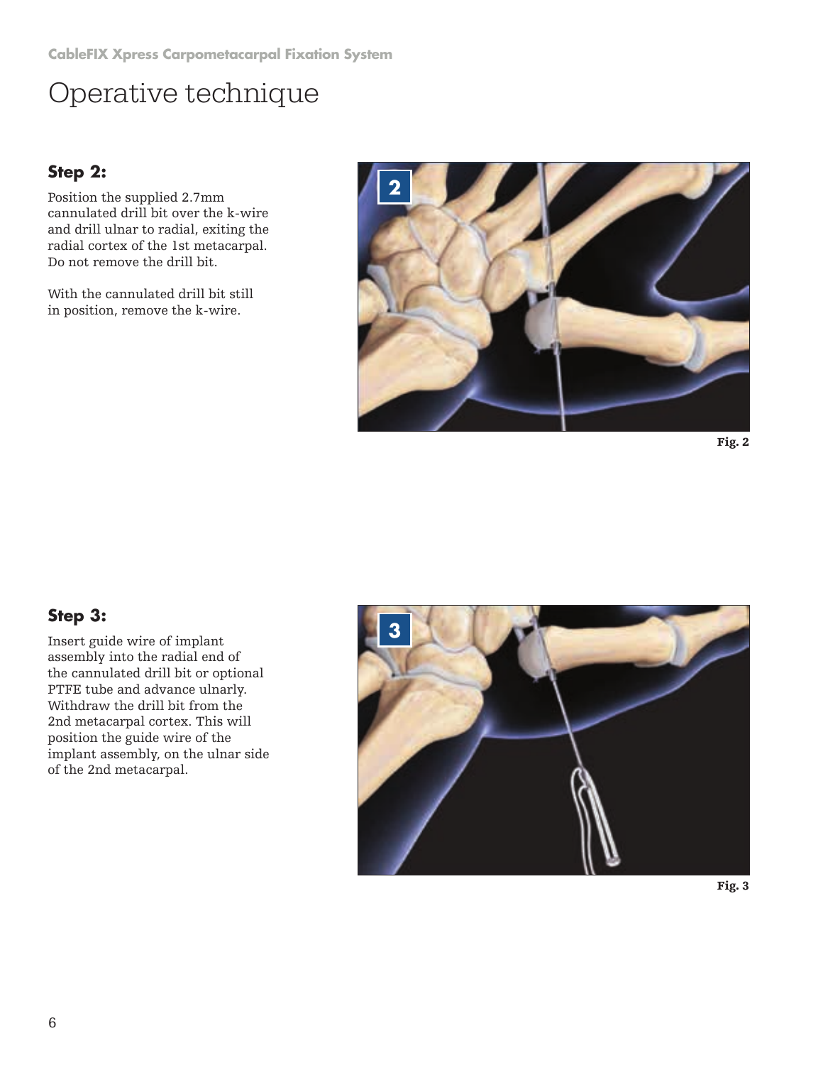# Operative technique

## Step 2:

Position the supplied 2.7mm cannulated drill bit over the k-wire and drill ulnar to radial, exiting the radial cortex of the 1st metacarpal. Do not remove the drill bit.

With the cannulated drill bit still in position, remove the k-wire.

Fig. 2

## Step 3:

Insert guide wire of implant assembly into the radial end of the cannulated drill bit or optional PTFE tube and advance ulnarly. Withdraw the drill bit from the 2nd metacarpal cortex. This will position the guide wire of the implant assembly, on the ulnar side of the 2nd metacarpal.

Fig. 3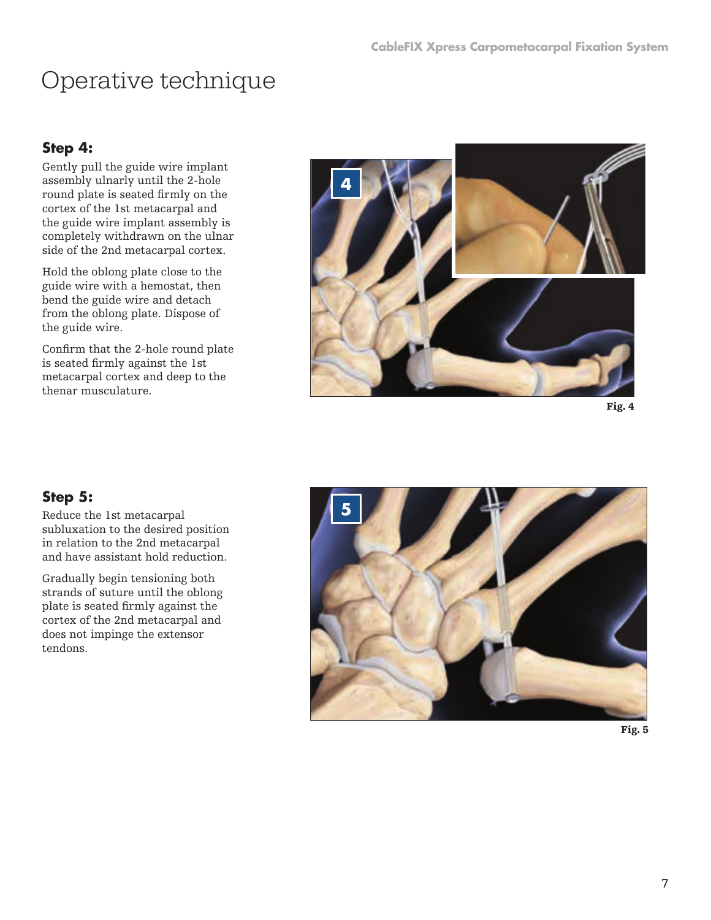# Operative technique

### Step 4:

Gently pull the guide wire implant assembly ulnarly until the 2-hole round plate is seated firmly on the cortex of the 1st metacarpal and the guide wire implant assembly is completely withdrawn on the ulnar side of the 2nd metacarpal cortex.

Hold the oblong plate close to the guide wire with a hemostat, then bend the guide wire and detach from the oblong plate. Dispose of the guide wire.

Confirm that the 2-hole round plate is seated firmly against the 1st metacarpal cortex and deep to the thenar musculature.

**Fig. 4**

### Step 5:

Reduce the 1st metacarpal subluxation to the desired position in relation to the 2nd metacarpal and have assistant hold reduction.

Gradually begin tensioning both strands of suture until the oblong plate is seated firmly against the cortex of the 2nd metacarpal and does not impinge the extensor tendons.

**Fig. 5**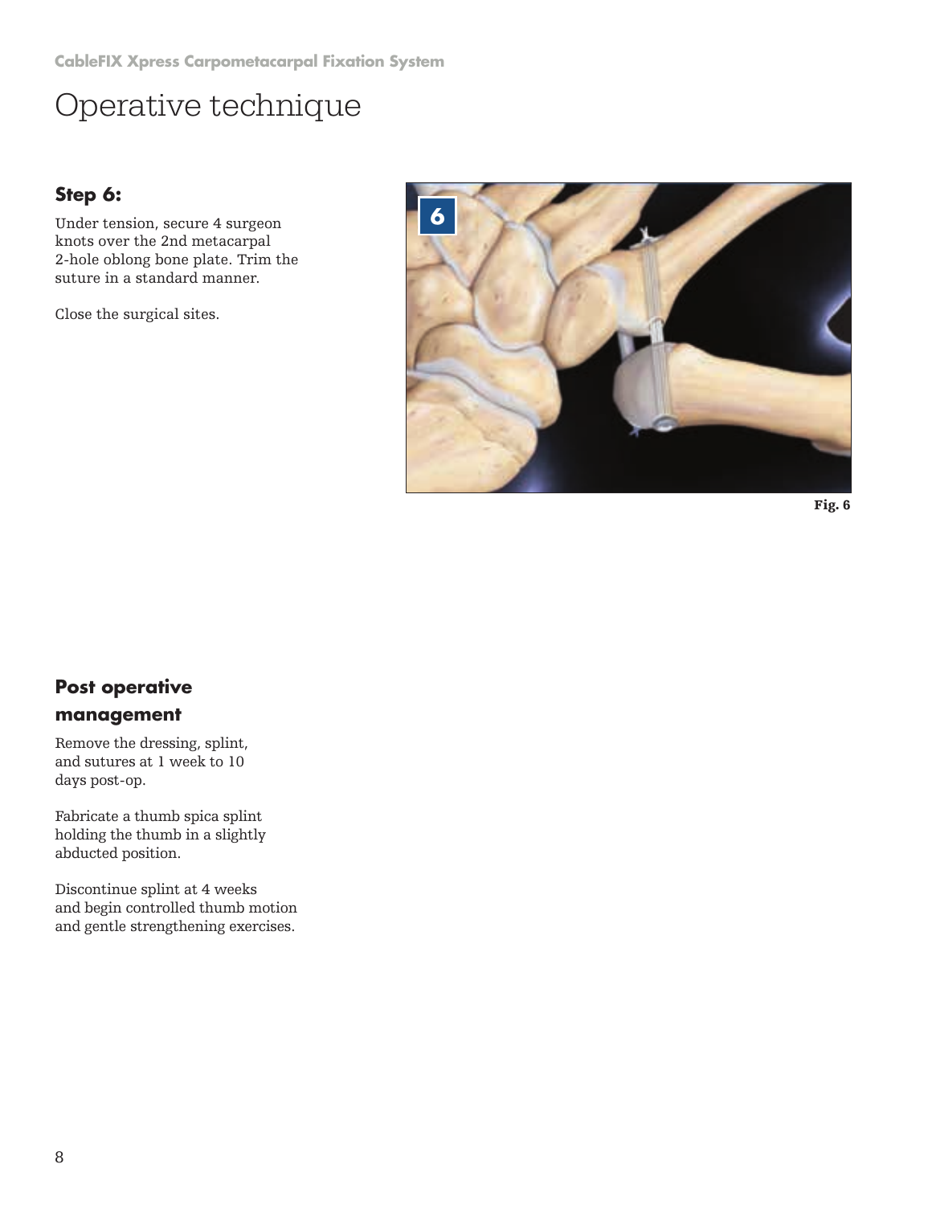# Operative technique

### Step 6:

Under tension, secure 4 surgeon knots over the 2nd metacarpal 2-hole oblong bone plate. Trim the suture in a standard manner.

Close the surgical sites.

Fig. 6

### Post operative management

Remove the dressing, splint, and sutures at 1 week to 10 days post-op.

Fabricate a thumb spica splint holding the thumb in a slightly abducted position.

Discontinue splint at 4 weeks and begin controlled thumb motion and gentle strengthening exercises.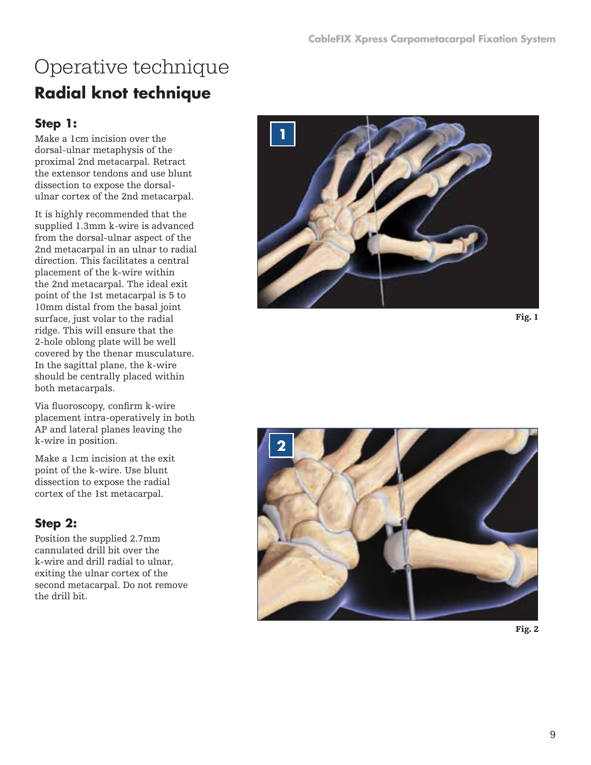# Operative technique

## Radial knot technique

### Step 1:

Make a 1cm incision over the dorsal-ulnar metaphysis of the proximal 2nd metacarpal. Retract the extensor tendons and use blunt dissection to expose the dorsal-ulnar cortex of the 2nd metacarpal.

It is highly recommended that the supplied 1.3mm k-wire is advanced from the dorsal-ulnar aspect of the 2nd metacarpal in an ulnar to radial direction. This facilitates a central placement of the k-wire within the 2nd metacarpal. The ideal exit point of the 1st metacarpal is 5 to 10mm distal from the basal joint surface, just volar to the radial ridge. This will ensure that the 2-hole oblong plate will be well covered by the thenar musculature. In the sagittal plane, the k-wire should be centrally placed within both metacarpals.

Via fluoroscopy, confirm k-wire placement intra-operatively in both AP and lateral planes leaving the k-wire in position.

Make a 1cm incision at the exit point of the k-wire. Use blunt dissection to expose the radial cortex of the 1st metacarpal.

Fig. 1

### Step 2:

Position the supplied 2.7mm cannulated drill bit over the k-wire and drill radial to ulnar, exiting the ulnar cortex of the second metacarpal. Do not remove the drill bit.

Fig. 2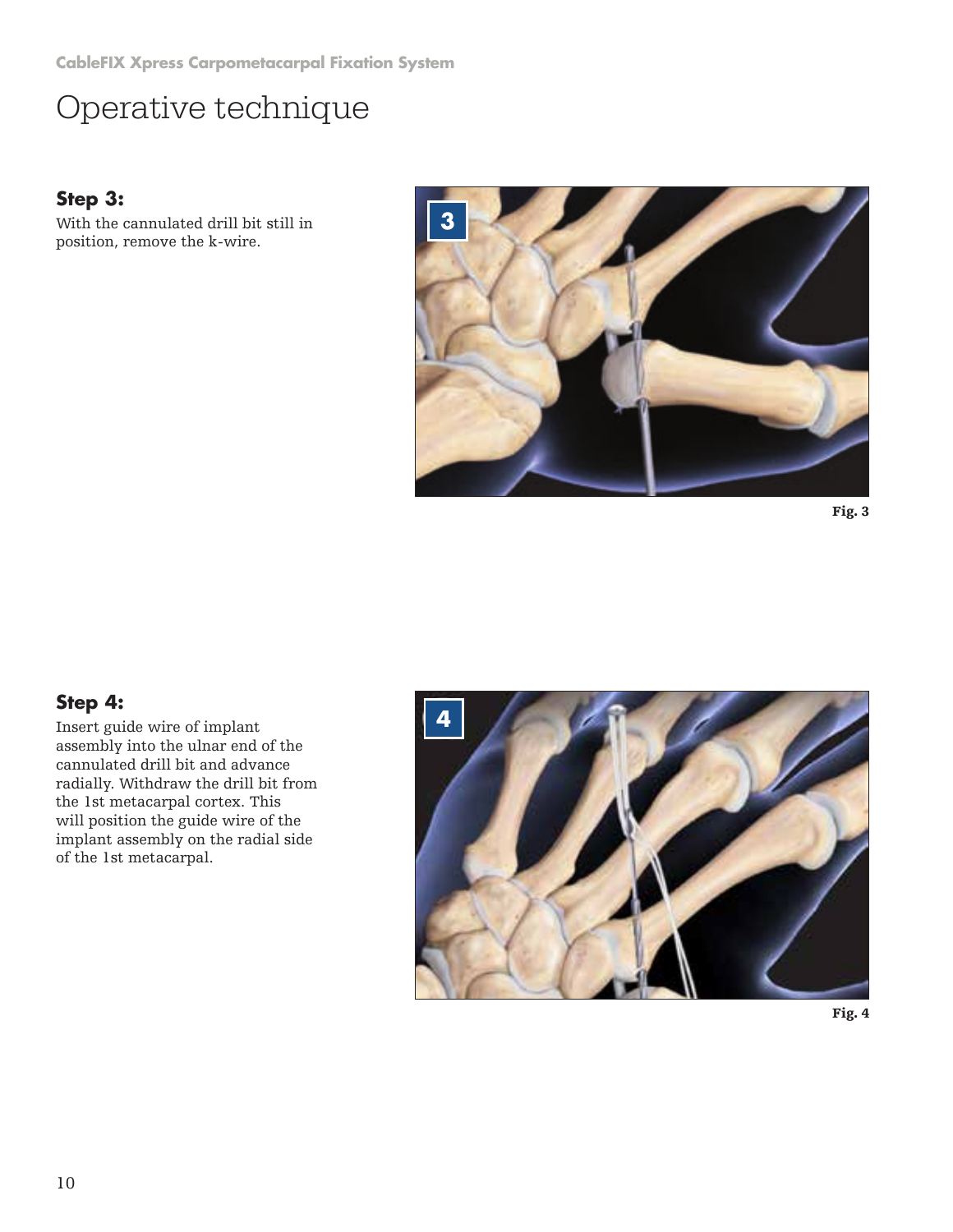# Operative technique

### Step 3:

With the cannulated drill bit still in position, remove the k-wire.

Fig. 3

### Step 4:

Insert guide wire of implant assembly into the ulnar end of the cannulated drill bit and advance radially. Withdraw the drill bit from the 1st metacarpal cortex. This will position the guide wire of the implant assembly on the radial side of the 1st metacarpal.

Fig. 4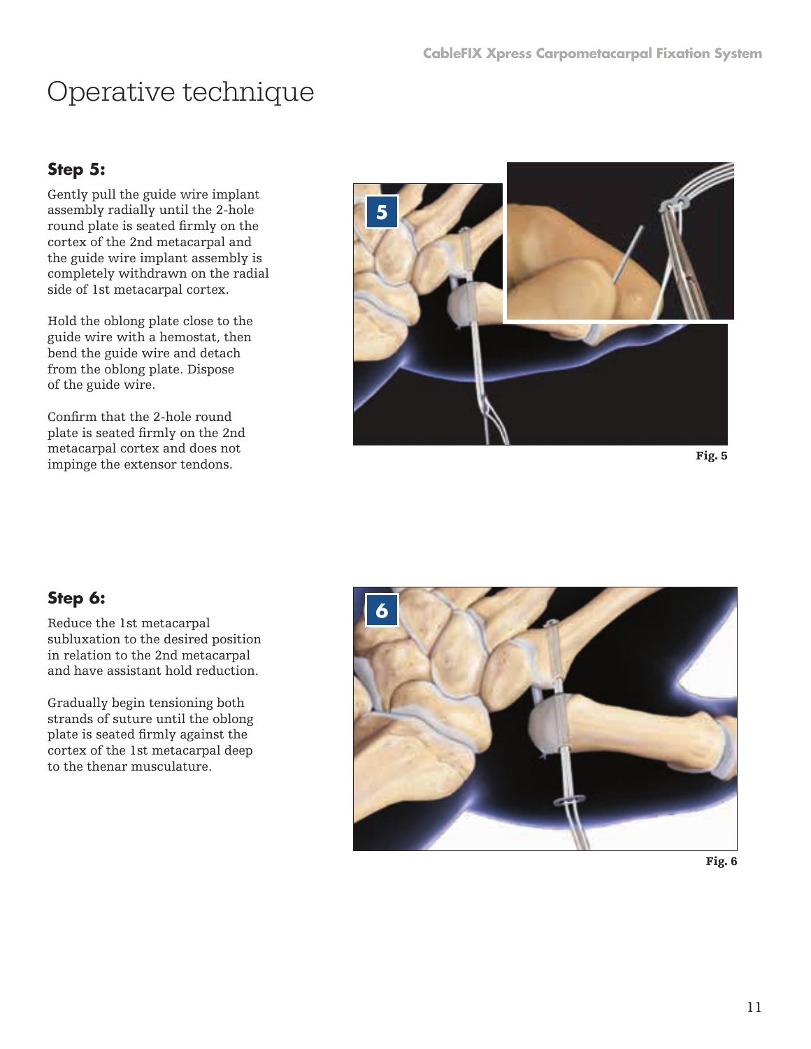# Operative technique

### Step 5:

Gently pull the guide wire implant assembly radially until the 2-hole round plate is seated firmly on the cortex of the 2nd metacarpal and the guide wire implant assembly is completely withdrawn on the radial side of 1st metacarpal cortex.

Hold the oblong plate close to the guide wire with a hemostat, then bend the guide wire and detach from the oblong plate. Dispose of the guide wire.

Confirm that the 2-hole round plate is seated firmly on the 2nd metacarpal cortex and does not impinge the extensor tendons.

Fig. 5

### Step 6:

Reduce the 1st metacarpal subluxation to the desired position in relation to the 2nd metacarpal and have assistant hold reduction.

Gradually begin tensioning both strands of suture until the oblong plate is seated firmly against the cortex of the 1st metacarpal deep to the thenar musculature.

Fig. 6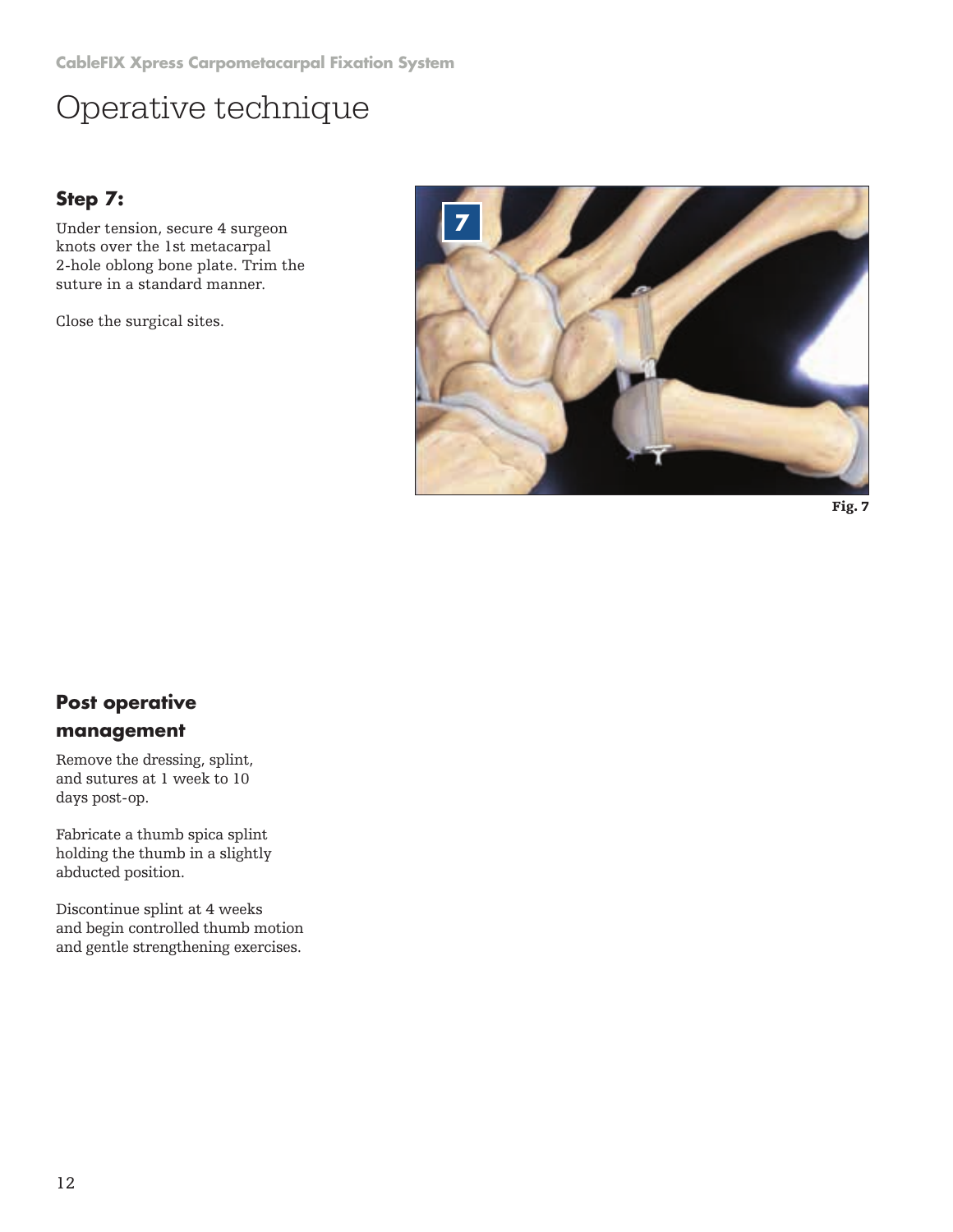# Operative technique

### Step 7:

Under tension, secure 4 surgeon knots over the 1st metacarpal 2-hole oblong bone plate. Trim the suture in a standard manner.

Close the surgical sites.

Fig. 7

### Post operative management

Remove the dressing, splint, and sutures at 1 week to 10 days post-op.

Fabricate a thumb spica splint holding the thumb in a slightly abducted position.

Discontinue splint at 4 weeks and begin controlled thumb motion and gentle strengthening exercises.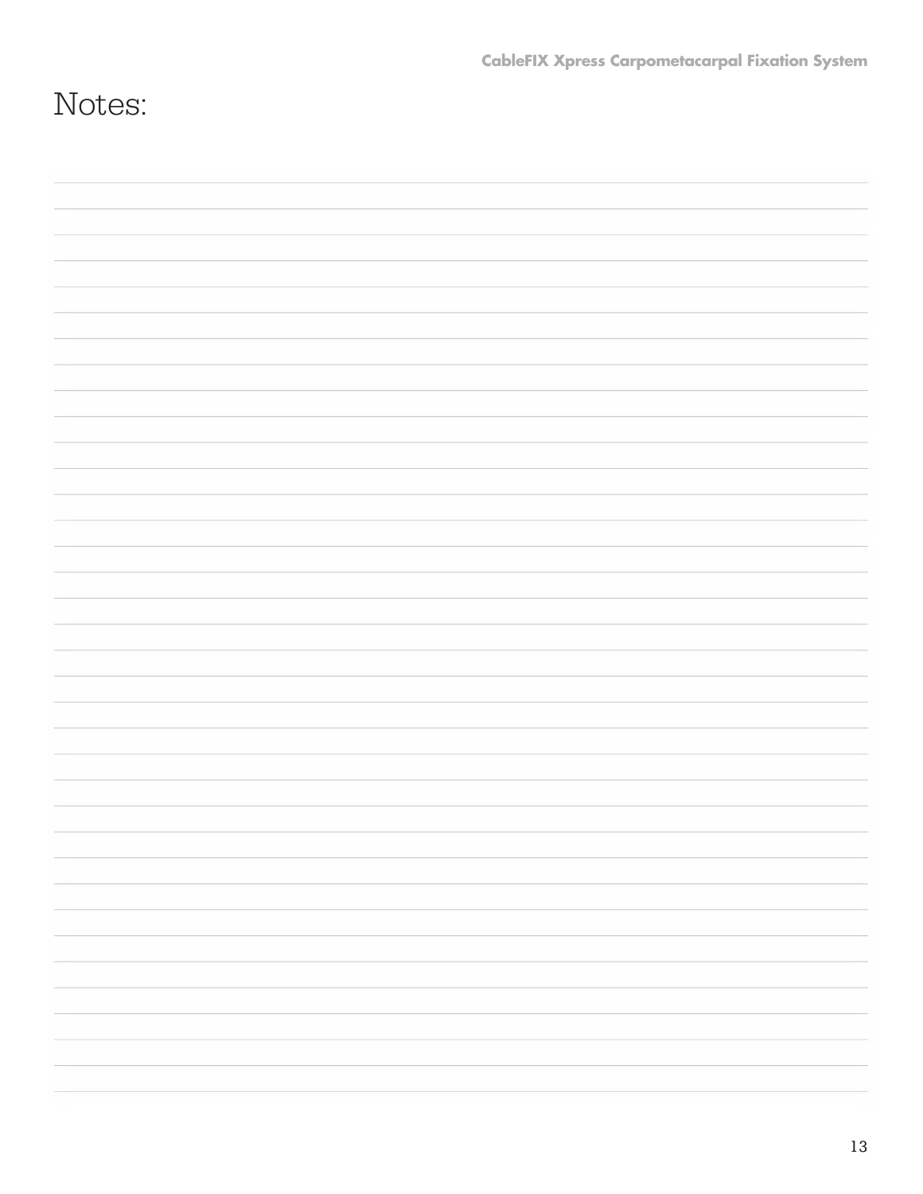# Notes: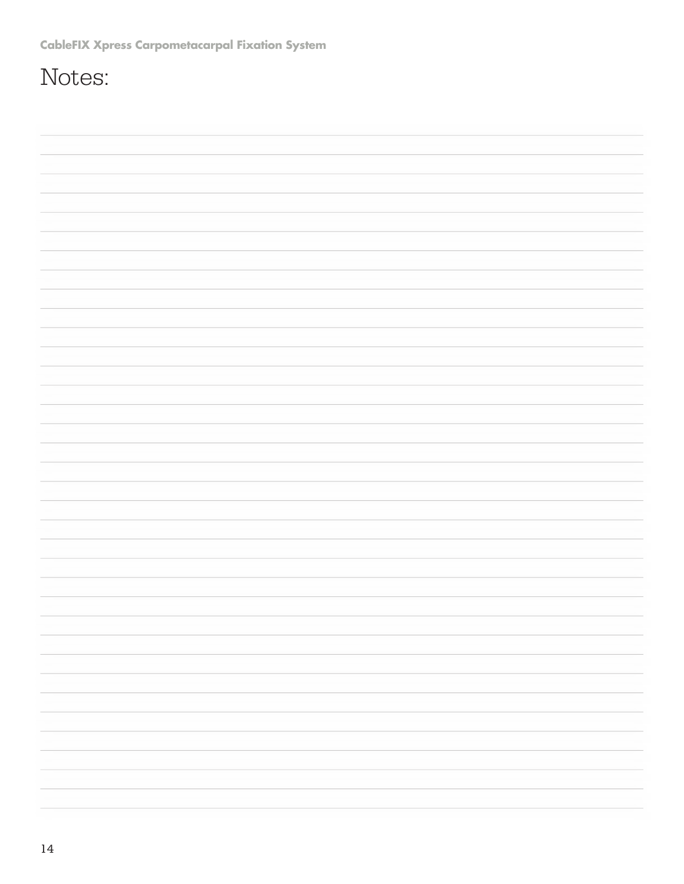# Notes: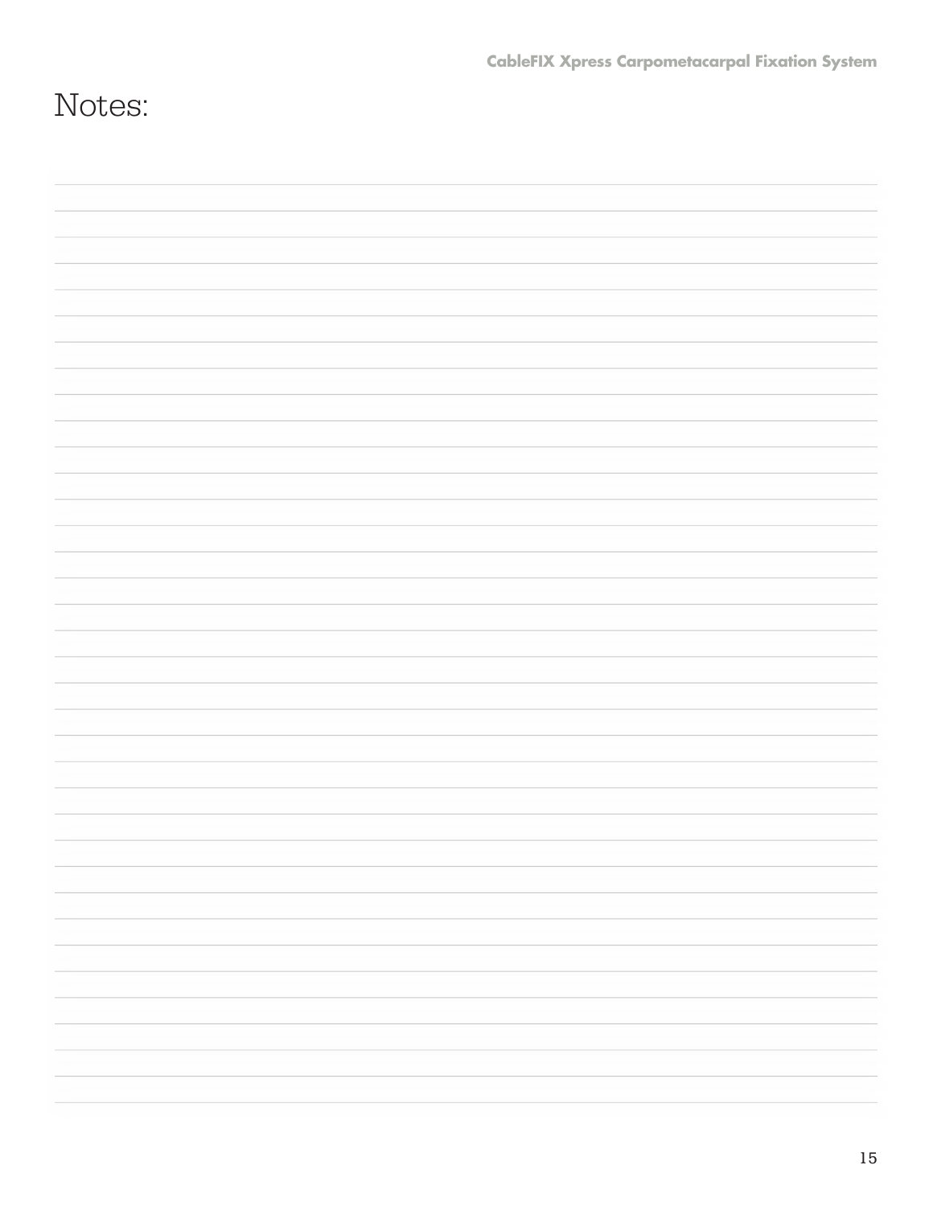# Notes: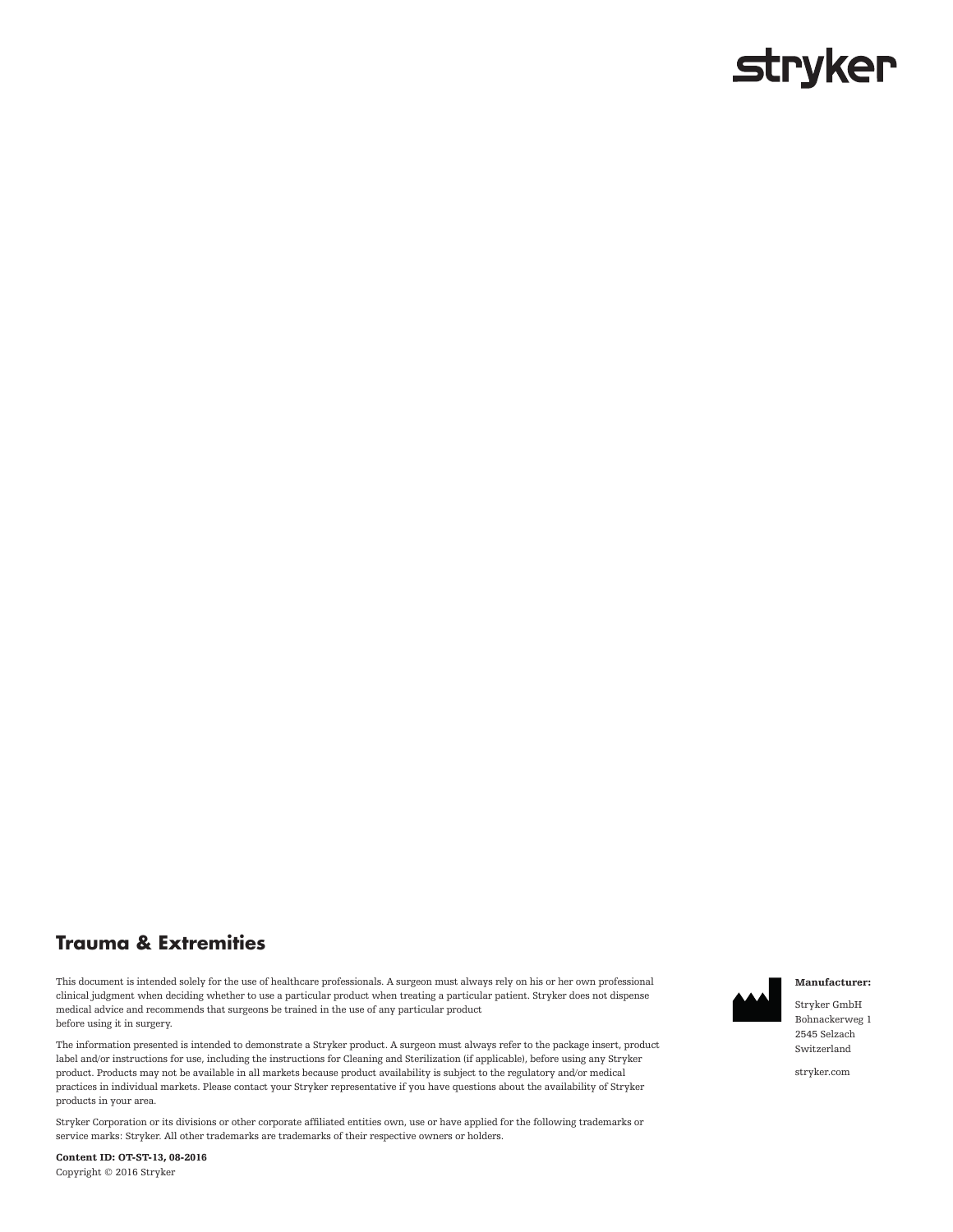## Trauma & Extremities

This document is intended solely for the use of healthcare professionals. A surgeon must always rely on his or her own professional clinical judgment when deciding whether to use a particular product when treating a particular patient. Stryker does not dispense medical advice and recommends that surgeons be trained in the use of any particular product before using it in surgery.

The information presented is intended to demonstrate a Stryker product. A surgeon must always refer to the package insert, product label and/or instructions for use, including the instructions for Cleaning and Sterilization (if applicable), before using any Stryker product. Products may not be available in all markets because product availability is subject to the regulatory and/or medical practices in individual markets. Please contact your Stryker representative if you have questions about the availability of Stryker products in your area.

Stryker Corporation or its divisions or other corporate affiliated entities own, use or have applied for the following trademarks or service marks: Stryker. All other trademarks are trademarks of their respective owners or holders.

**Content ID: OT-ST-13, 08-2016**
Copyright © 2016 Stryker

**Manufacturer:**

Stryker GmbH
Bohnackerweg 1
2545 Selzach
Switzerland

stryker.com